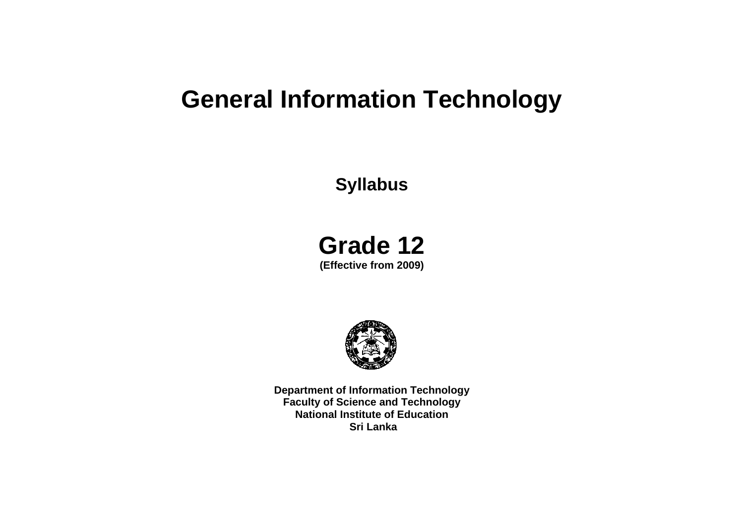# General Information Technology

## Syllabus

## Grade 12

**(Effective from 2009)**

**Department of Information Technology**
**Faculty of Science and Technology**
**National Institute of Education**
**Sri Lanka**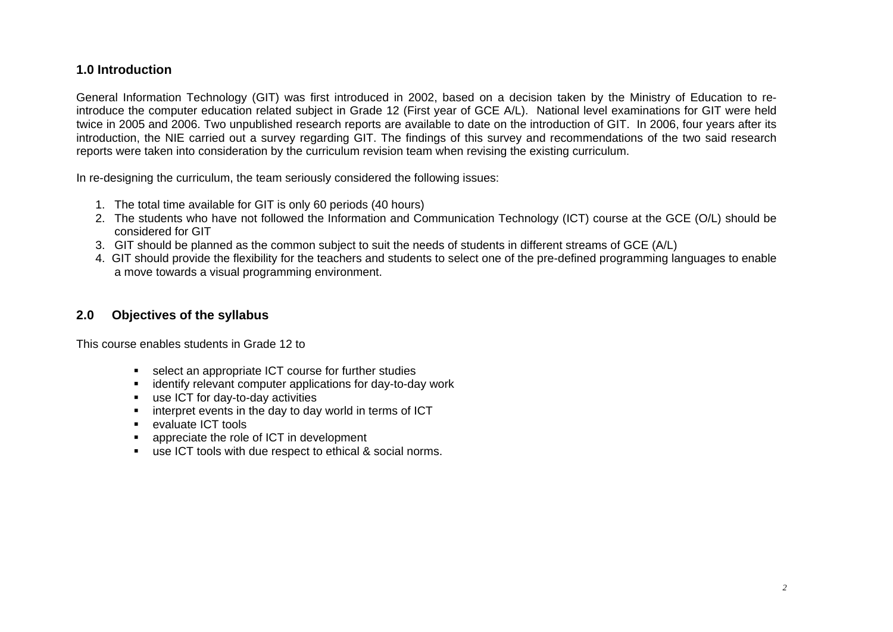## 1.0 Introduction

General Information Technology (GIT) was first introduced in 2002, based on a decision taken by the Ministry of Education to re-introduce the computer education related subject in Grade 12 (First year of GCE A/L). National level examinations for GIT were held twice in 2005 and 2006. Two unpublished research reports are available to date on the introduction of GIT. In 2006, four years after its introduction, the NIE carried out a survey regarding GIT. The findings of this survey and recommendations of the two said research reports were taken into consideration by the curriculum revision team when revising the existing curriculum.

In re-designing the curriculum, the team seriously considered the following issues:

1. The total time available for GIT is only 60 periods (40 hours)
2. The students who have not followed the Information and Communication Technology (ICT) course at the GCE (O/L) should be considered for GIT
3. GIT should be planned as the common subject to suit the needs of students in different streams of GCE (A/L)
4. GIT should provide the flexibility for the teachers and students to select one of the pre-defined programming languages to enable a move towards a visual programming environment.

## 2.0 Objectives of the syllabus

This course enables students in Grade 12 to

- select an appropriate ICT course for further studies
- identify relevant computer applications for day-to-day work
- use ICT for day-to-day activities
- interpret events in the day to day world in terms of ICT
- evaluate ICT tools
- appreciate the role of ICT in development
- use ICT tools with due respect to ethical & social norms.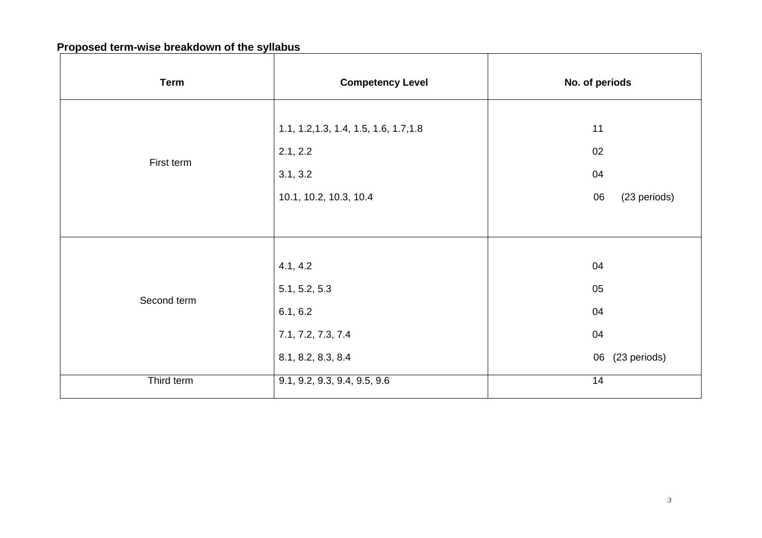**Proposed term-wise breakdown of the syllabus**

| Term | Competency Level | No. of periods |
|---|---|---|
| First term | 1.1, 1.2,1.3, 1.4, 1.5, 1.6, 1.7,1.8 | 11 |
| | 2.1, 2.2 | 02 |
| | 3.1, 3.2 | 04 |
| | 10.1, 10.2, 10.3, 10.4 | 06 (23 periods) |
| Second term | 4.1, 4.2 | 04 |
| | 5.1, 5.2, 5.3 | 05 |
| | 6.1, 6.2 | 04 |
| | 7.1, 7.2, 7.3, 7.4 | 04 |
| | 8.1, 8.2, 8.3, 8.4 | 06 (23 periods) |
| Third term | 9.1, 9.2, 9.3, 9.4, 9.5, 9.6 | 14 |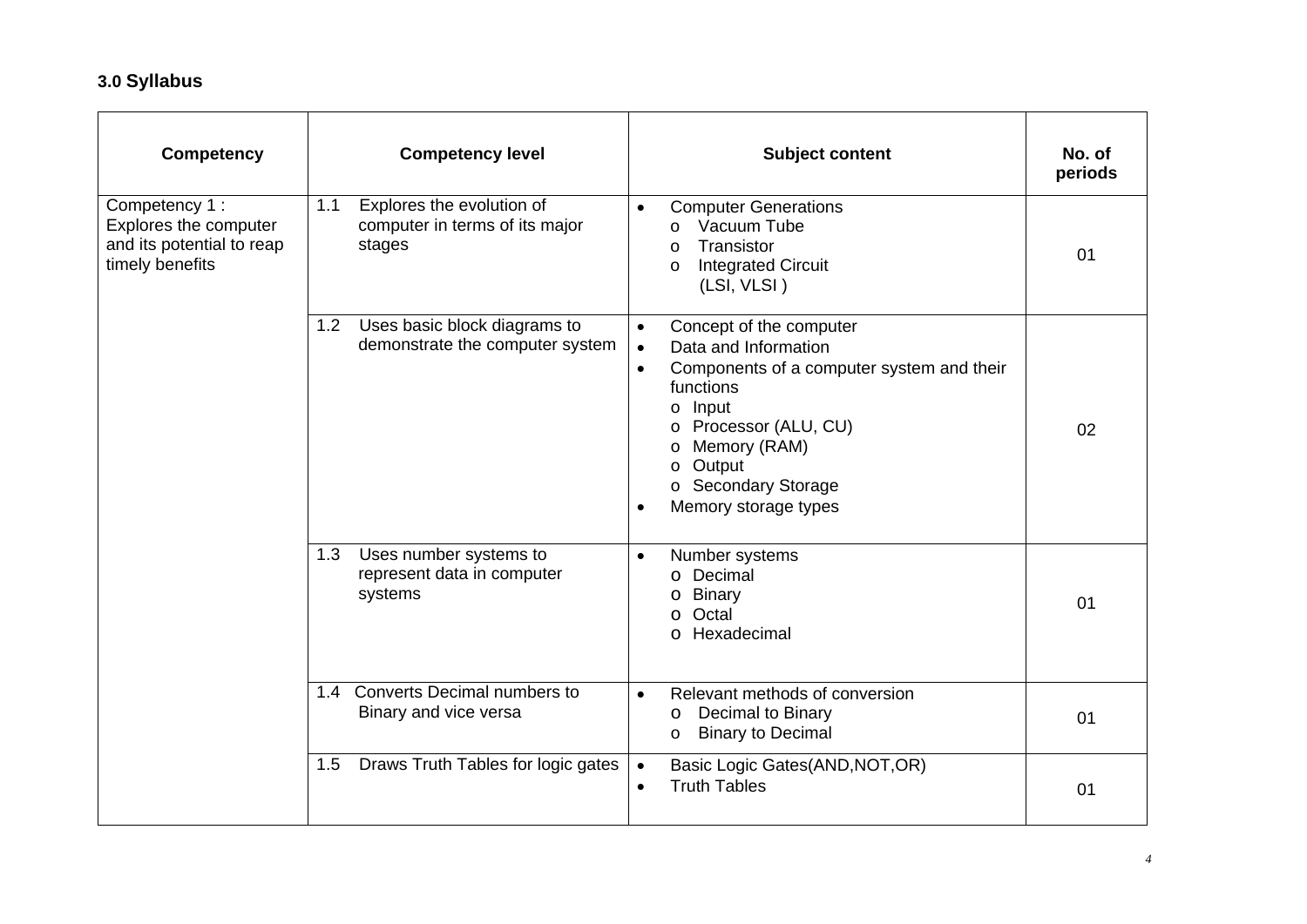## 3.0 Syllabus

| Competency | Competency level | Subject content | No. of periods |
|---|---|---|---|
| Competency 1 : Explores the computer and its potential to reap timely benefits | 1.1 Explores the evolution of computer in terms of its major stages | • Computer Generations<br>o Vacuum Tube<br>o Transistor<br>o Integrated Circuit (LSI, VLSI ) | 01 |
| | 1.2 Uses basic block diagrams to demonstrate the computer system | • Concept of the computer<br>• Data and Information<br>• Components of a computer system and their functions<br>o Input<br>o Processor (ALU, CU)<br>o Memory (RAM)<br>o Output<br>o Secondary Storage<br>• Memory storage types | 02 |
| | 1.3 Uses number systems to represent data in computer systems | • Number systems<br>o Decimal<br>o Binary<br>o Octal<br>o Hexadecimal | 01 |
| | 1.4 Converts Decimal numbers to Binary and vice versa | • Relevant methods of conversion<br>o Decimal to Binary<br>o Binary to Decimal | 01 |
| | 1.5 Draws Truth Tables for logic gates | • Basic Logic Gates(AND,NOT,OR)<br>• Truth Tables | 01 |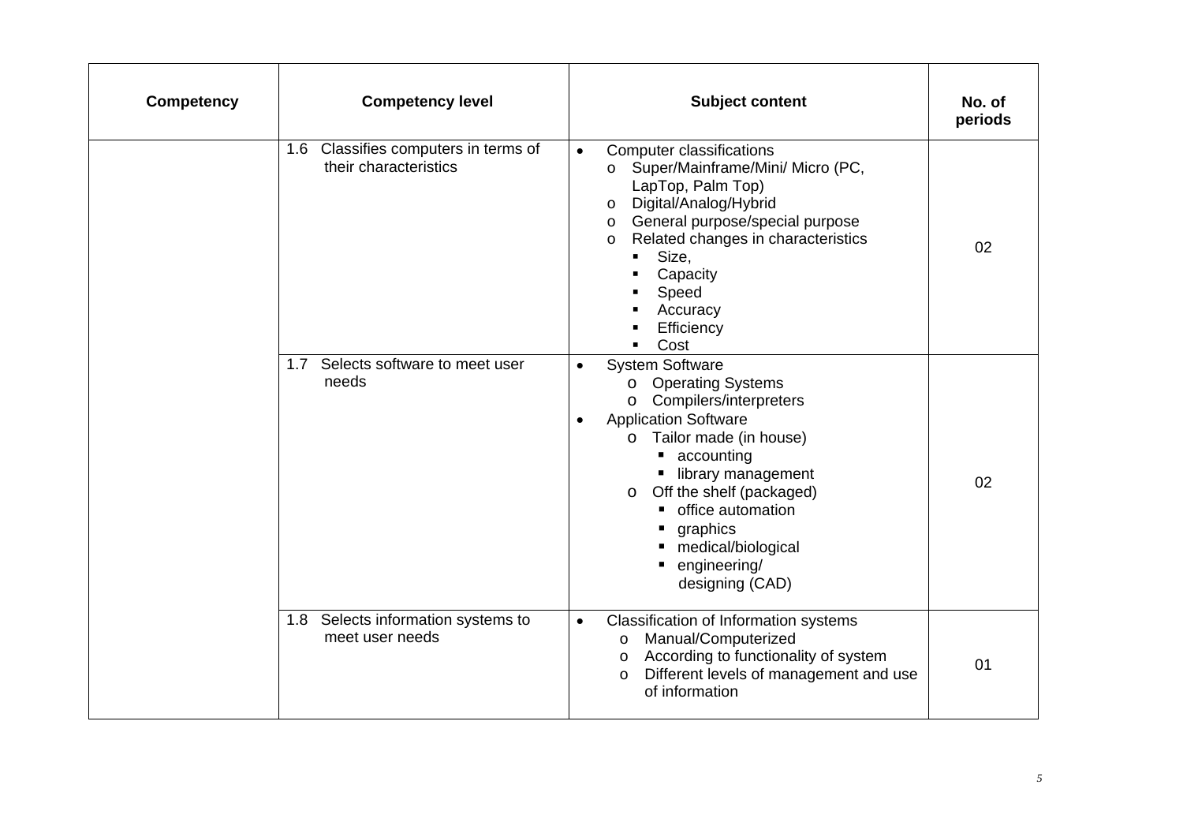| Competency | Competency level | Subject content | No. of periods |
|---|---|---|---|
| | 1.6 Classifies computers in terms of their characteristics | • Computer classifications<br>o Super/Mainframe/Mini/ Micro (PC, LapTop, Palm Top)<br>o Digital/Analog/Hybrid<br>o General purpose/special purpose<br>o Related changes in characteristics<br>▪ Size,<br>▪ Capacity<br>▪ Speed<br>▪ Accuracy<br>▪ Efficiency<br>▪ Cost | 02 |
| | 1.7 Selects software to meet user needs | • System Software<br>o Operating Systems<br>o Compilers/interpreters<br>• Application Software<br>o Tailor made (in house)<br>▪ accounting<br>▪ library management<br>o Off the shelf (packaged)<br>▪ office automation<br>▪ graphics<br>▪ medical/biological<br>▪ engineering/ designing (CAD) | 02 |
| | 1.8 Selects information systems to meet user needs | • Classification of Information systems<br>o Manual/Computerized<br>o According to functionality of system<br>o Different levels of management and use of information | 01 |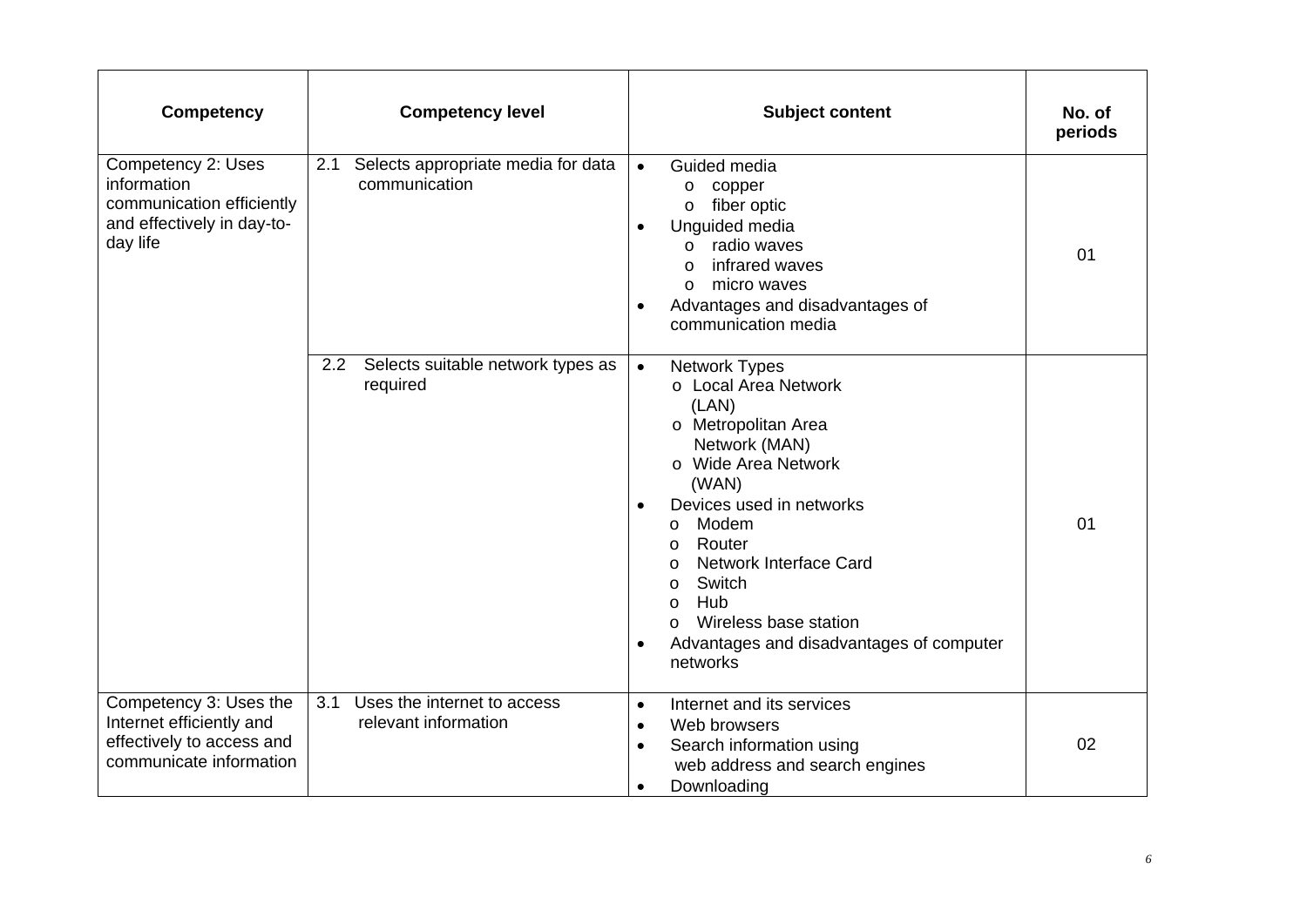| Competency | Competency level | Subject content | No. of periods |
|---|---|---|---|
| Competency 2: Uses information communication efficiently and effectively in day-to-day life | 2.1 Selects appropriate media for data communication | • Guided media<br>  o copper<br>  o fiber optic<br>• Unguided media<br>  o radio waves<br>  o infrared waves<br>  o micro waves<br>• Advantages and disadvantages of communication media | 01 |
| | 2.2 Selects suitable network types as required | • Network Types<br>  o Local Area Network (LAN)<br>  o Metropolitan Area Network (MAN)<br>  o Wide Area Network (WAN)<br>• Devices used in networks<br>  o Modem<br>  o Router<br>  o Network Interface Card<br>  o Switch<br>  o Hub<br>  o Wireless base station<br>• Advantages and disadvantages of computer networks | 01 |
| Competency 3: Uses the Internet efficiently and effectively to access and communicate information | 3.1 Uses the internet to access relevant information | • Internet and its services<br>• Web browsers<br>• Search information using web address and search engines<br>• Downloading | 02 |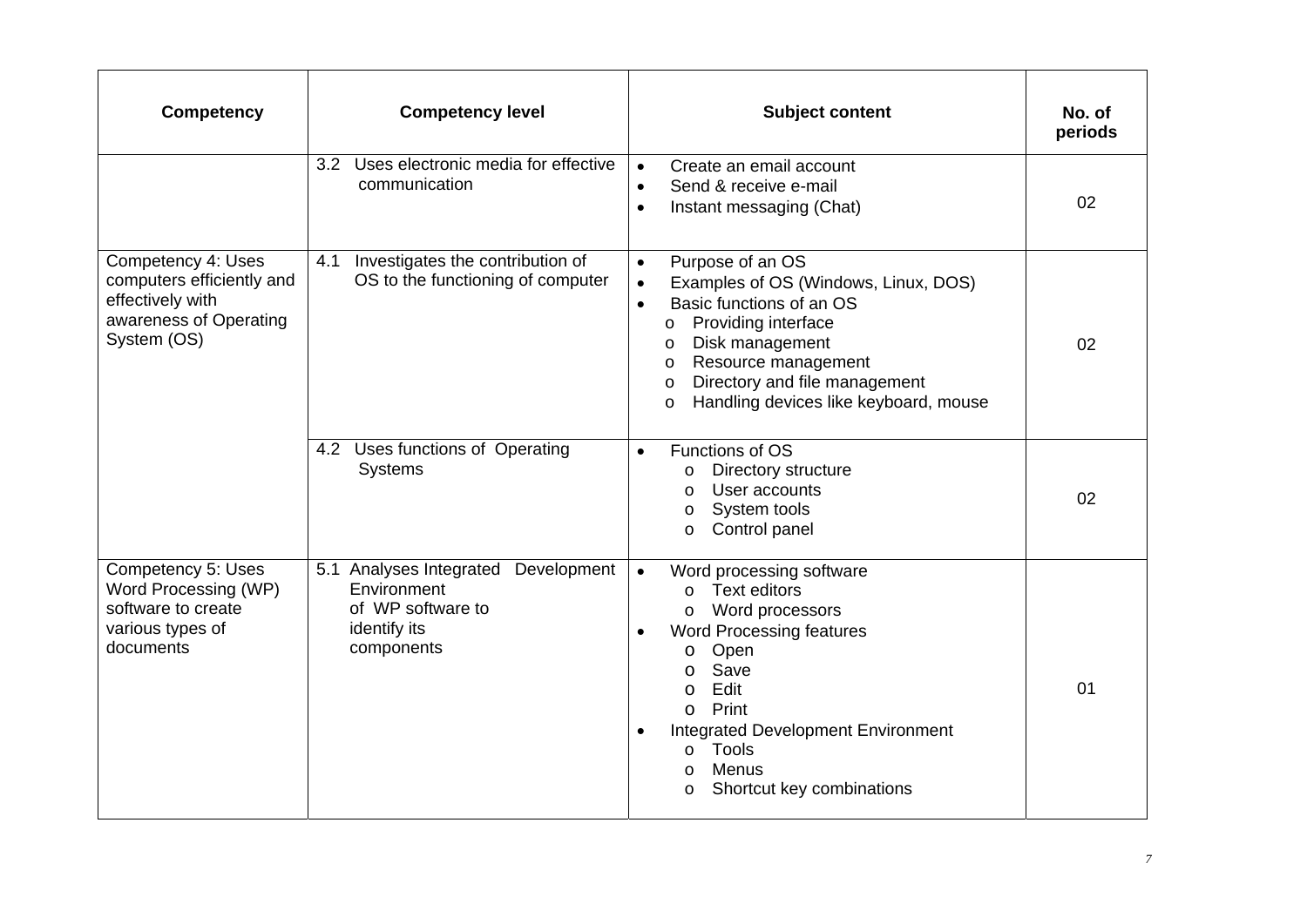| Competency | Competency level | Subject content | No. of periods |
|---|---|---|---|
| | 3.2 Uses electronic media for effective communication | • Create an email account<br>• Send & receive e-mail<br>• Instant messaging (Chat) | 02 |
| Competency 4: Uses computers efficiently and effectively with awareness of Operating System (OS) | 4.1 Investigates the contribution of OS to the functioning of computer | • Purpose of an OS<br>• Examples of OS (Windows, Linux, DOS)<br>• Basic functions of an OS<br>o Providing interface<br>o Disk management<br>o Resource management<br>o Directory and file management<br>o Handling devices like keyboard, mouse | 02 |
| | 4.2 Uses functions of Operating Systems | • Functions of OS<br>o Directory structure<br>o User accounts<br>o System tools<br>o Control panel | 02 |
| Competency 5: Uses Word Processing (WP) software to create various types of documents | 5.1 Analyses Integrated Development Environment of WP software to identify its components | • Word processing software<br>o Text editors<br>o Word processors<br>• Word Processing features<br>o Open<br>o Save<br>o Edit<br>o Print<br>• Integrated Development Environment<br>o Tools<br>o Menus<br>o Shortcut key combinations | 01 |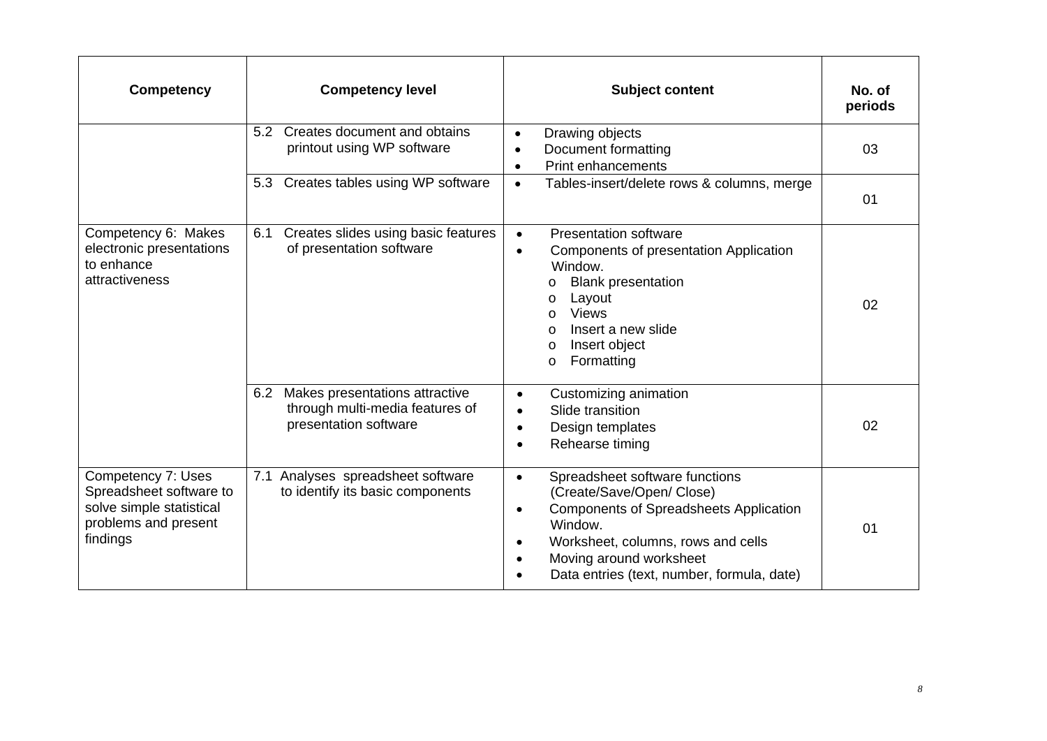| Competency | Competency level | Subject content | No. of periods |
|---|---|---|---|
| | 5.2 Creates document and obtains printout using WP software | • Drawing objects<br>• Document formatting<br>• Print enhancements | 03 |
| | 5.3 Creates tables using WP software | • Tables-insert/delete rows & columns, merge | 01 |
| Competency 6: Makes electronic presentations to enhance attractiveness | 6.1 Creates slides using basic features of presentation software | • Presentation software<br>• Components of presentation Application Window.<br>o Blank presentation<br>o Layout<br>o Views<br>o Insert a new slide<br>o Insert object<br>o Formatting | 02 |
| | 6.2 Makes presentations attractive through multi-media features of presentation software | • Customizing animation<br>• Slide transition<br>• Design templates<br>• Rehearse timing | 02 |
| Competency 7: Uses Spreadsheet software to solve simple statistical problems and present findings | 7.1 Analyses spreadsheet software to identify its basic components | • Spreadsheet software functions (Create/Save/Open/ Close)<br>• Components of Spreadsheets Application Window.<br>• Worksheet, columns, rows and cells<br>• Moving around worksheet<br>• Data entries (text, number, formula, date) | 01 |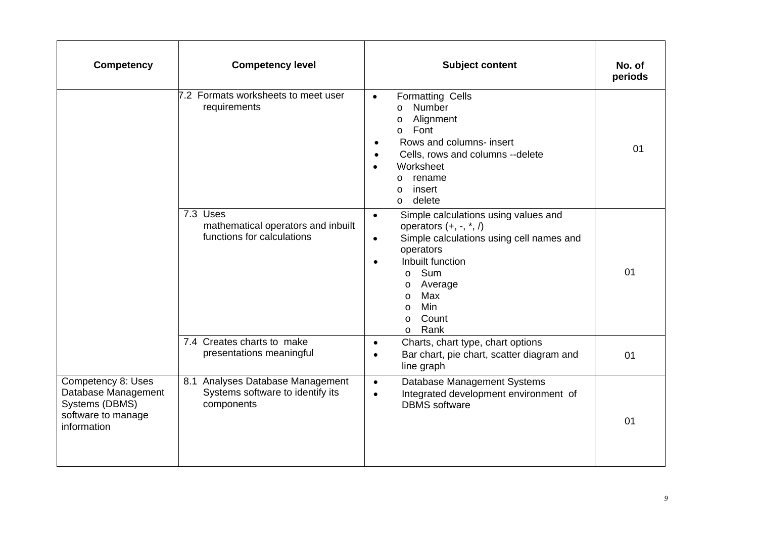| Competency | Competency level | Subject content | No. of periods |
|---|---|---|---|
| | 7.2 Formats worksheets to meet user requirements | • Formatting Cells<br>o Number<br>o Alignment<br>o Font<br>• Rows and columns- insert<br>• Cells, rows and columns --delete<br>• Worksheet<br>o rename<br>o insert<br>o delete | 01 |
| | 7.3 Uses mathematical operators and inbuilt functions for calculations | • Simple calculations using values and operators (+, -, *, /)<br>• Simple calculations using cell names and operators<br>• Inbuilt function<br>o Sum<br>o Average<br>o Max<br>o Min<br>o Count<br>o Rank | 01 |
| | 7.4 Creates charts to make presentations meaningful | • Charts, chart type, chart options<br>• Bar chart, pie chart, scatter diagram and line graph | 01 |
| Competency 8: Uses Database Management Systems (DBMS) software to manage information | 8.1 Analyses Database Management Systems software to identify its components | • Database Management Systems<br>• Integrated development environment of DBMS software | 01 |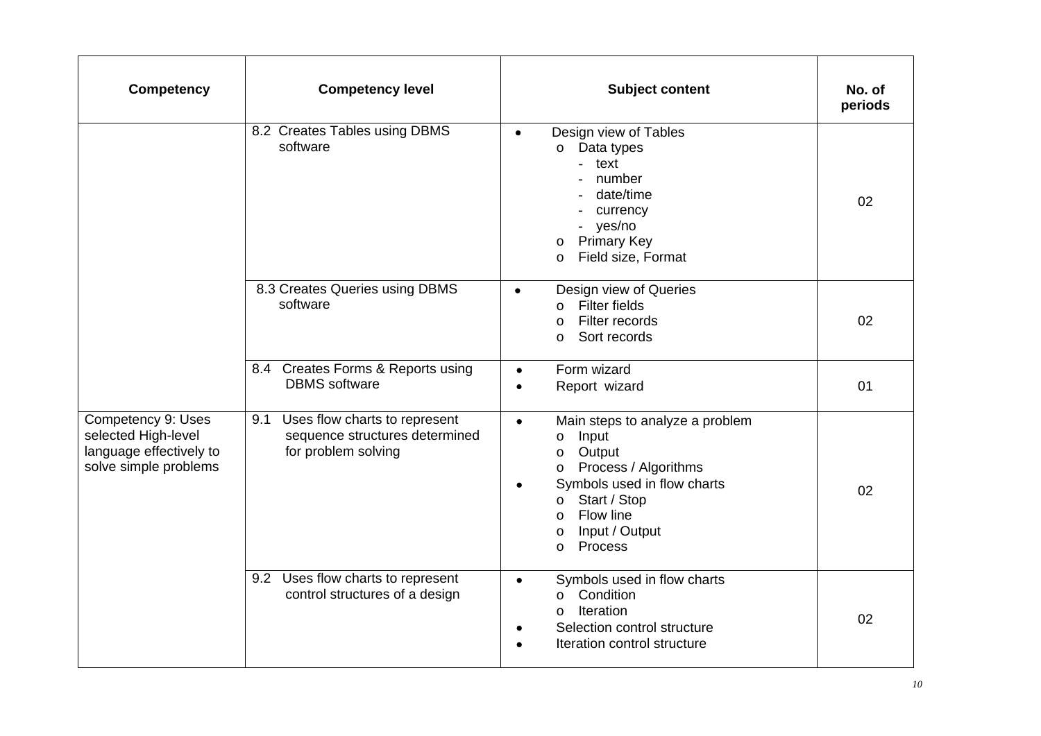| Competency | Competency level | Subject content | No. of periods |
|---|---|---|---|
| | 8.2 Creates Tables using DBMS software | • Design view of Tables<br>o Data types<br>- text<br>- number<br>- date/time<br>- currency<br>- yes/no<br>o Primary Key<br>o Field size, Format | 02 |
| | 8.3 Creates Queries using DBMS software | • Design view of Queries<br>o Filter fields<br>o Filter records<br>o Sort records | 02 |
| | 8.4 Creates Forms & Reports using DBMS software | • Form wizard<br>• Report wizard | 01 |
| Competency 9: Uses selected High-level language effectively to solve simple problems | 9.1 Uses flow charts to represent sequence structures determined for problem solving | • Main steps to analyze a problem<br>o Input<br>o Output<br>o Process / Algorithms<br>• Symbols used in flow charts<br>o Start / Stop<br>o Flow line<br>o Input / Output<br>o Process | 02 |
| | 9.2 Uses flow charts to represent control structures of a design | • Symbols used in flow charts<br>o Condition<br>o Iteration<br>• Selection control structure<br>• Iteration control structure | 02 |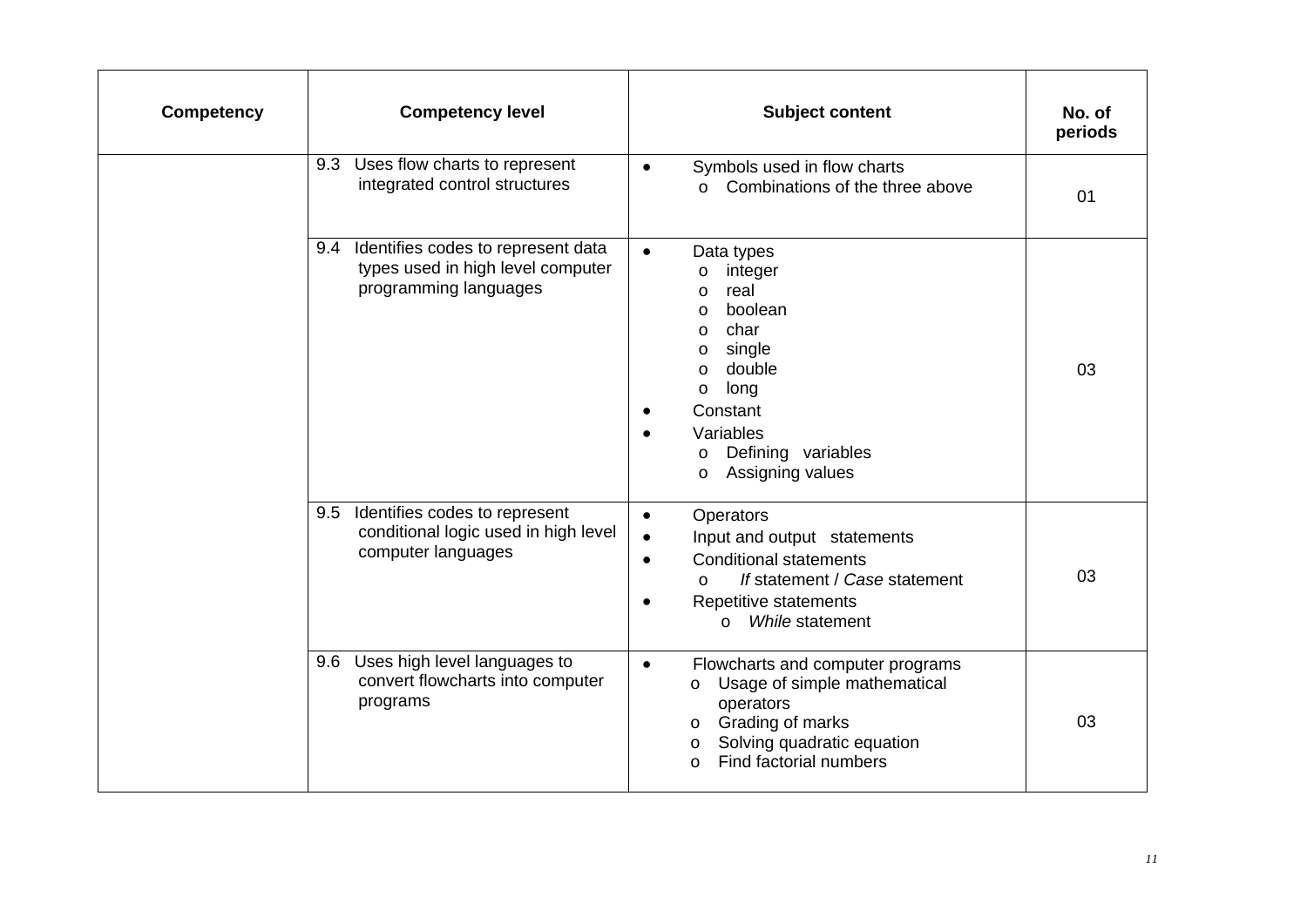| Competency | Competency level | Subject content | No. of periods |
|---|---|---|---|
| | 9.3 Uses flow charts to represent integrated control structures | • Symbols used in flow charts<br>  o Combinations of the three above | 01 |
| | 9.4 Identifies codes to represent data types used in high level computer programming languages | • Data types<br>  o integer<br>  o real<br>  o boolean<br>  o char<br>  o single<br>  o double<br>  o long<br>• Constant<br>• Variables<br>  o Defining variables<br>  o Assigning values | 03 |
| | 9.5 Identifies codes to represent conditional logic used in high level computer languages | • Operators<br>• Input and output statements<br>• Conditional statements<br>  o *If* statement / *Case* statement<br>• Repetitive statements<br>  o *While* statement | 03 |
| | 9.6 Uses high level languages to convert flowcharts into computer programs | • Flowcharts and computer programs<br>  o Usage of simple mathematical operators<br>  o Grading of marks<br>  o Solving quadratic equation<br>  o Find factorial numbers | 03 |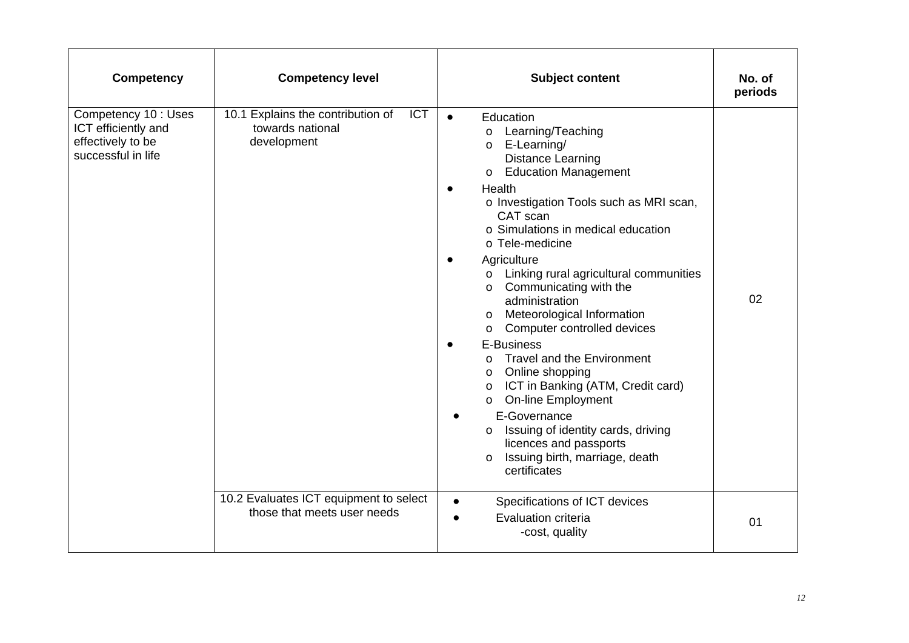| Competency | Competency level | Subject content | No. of periods |
|---|---|---|---|
| Competency 10 : Uses ICT efficiently and effectively to be successful in life | 10.1 Explains the contribution of ICT towards national development | • Education<br>o Learning/Teaching<br>o E-Learning/ Distance Learning<br>o Education Management<br>• Health<br>o Investigation Tools such as MRI scan, CAT scan<br>o Simulations in medical education<br>o Tele-medicine<br>• Agriculture<br>o Linking rural agricultural communities<br>o Communicating with the administration<br>o Meteorological Information<br>o Computer controlled devices<br>• E-Business<br>o Travel and the Environment<br>o Online shopping<br>o ICT in Banking (ATM, Credit card)<br>o On-line Employment<br>• E-Governance<br>o Issuing of identity cards, driving licences and passports<br>o Issuing birth, marriage, death certificates | 02 |
| | 10.2 Evaluates ICT equipment to select those that meets user needs | • Specifications of ICT devices<br>• Evaluation criteria<br>-cost, quality | 01 |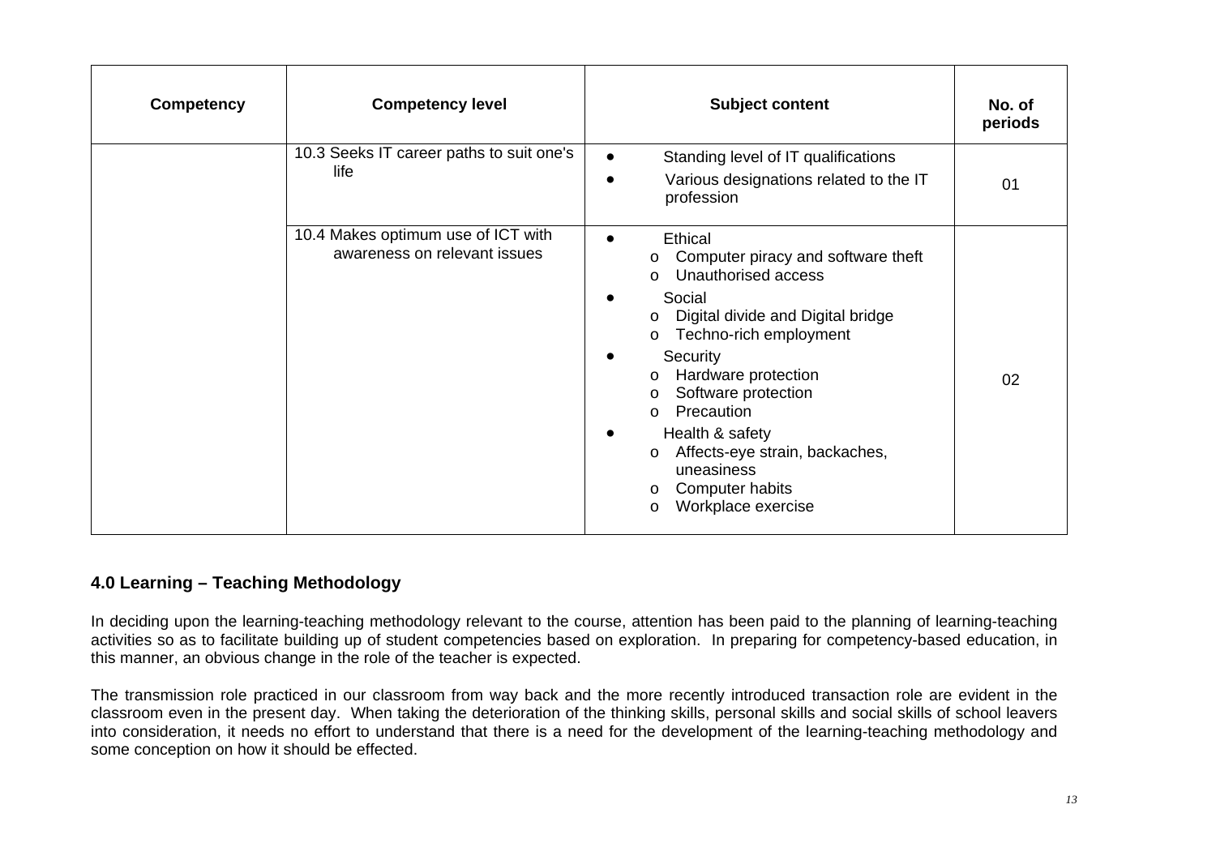| Competency | Competency level | Subject content | No. of periods |
|---|---|---|---|
| | 10.3 Seeks IT career paths to suit one's life | • Standing level of IT qualifications<br>• Various designations related to the IT profession | 01 |
| | 10.4 Makes optimum use of ICT with awareness on relevant issues | • Ethical<br>o Computer piracy and software theft<br>o Unauthorised access<br>• Social<br>o Digital divide and Digital bridge<br>o Techno-rich employment<br>• Security<br>o Hardware protection<br>o Software protection<br>o Precaution<br>• Health & safety<br>o Affects-eye strain, backaches, uneasiness<br>o Computer habits<br>o Workplace exercise | 02 |

## 4.0 Learning – Teaching Methodology

In deciding upon the learning-teaching methodology relevant to the course, attention has been paid to the planning of learning-teaching activities so as to facilitate building up of student competencies based on exploration. In preparing for competency-based education, in this manner, an obvious change in the role of the teacher is expected.

The transmission role practiced in our classroom from way back and the more recently introduced transaction role are evident in the classroom even in the present day. When taking the deterioration of the thinking skills, personal skills and social skills of school leavers into consideration, it needs no effort to understand that there is a need for the development of the learning-teaching methodology and some conception on how it should be effected.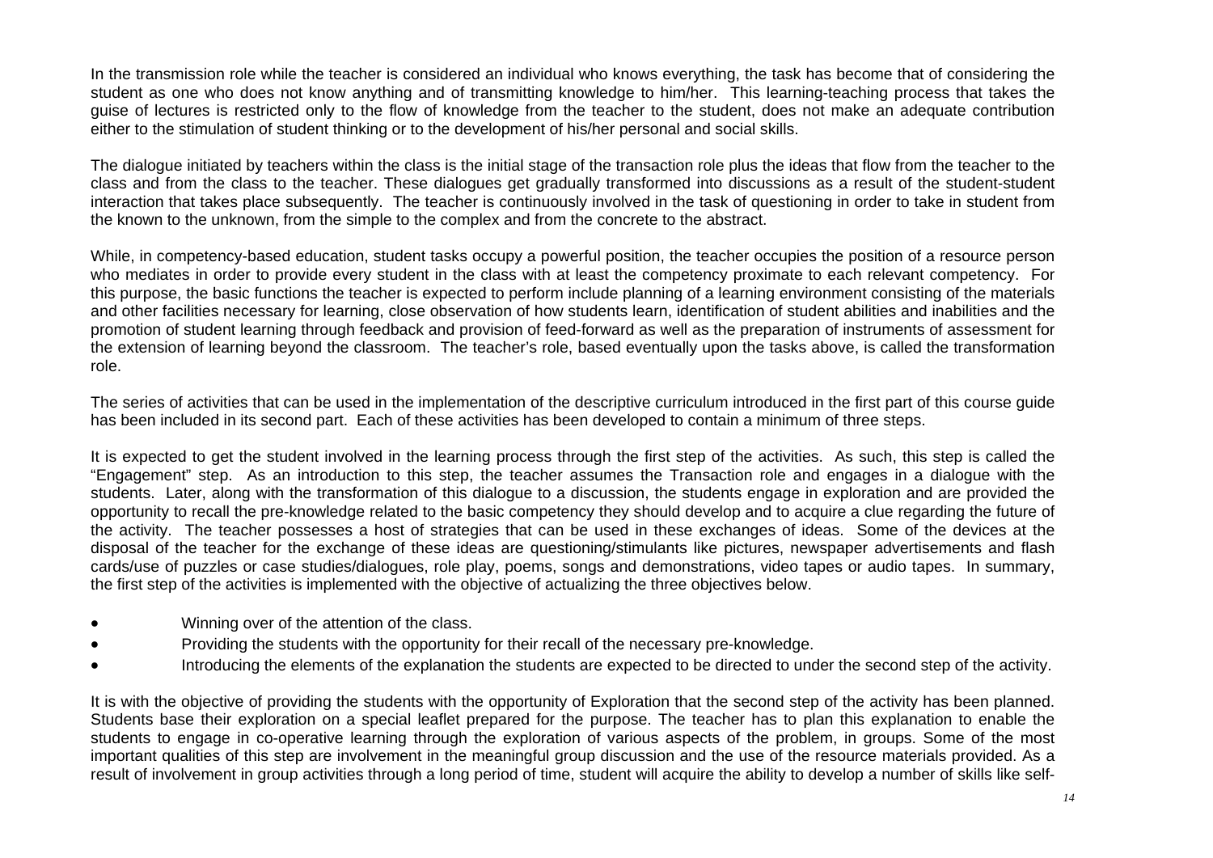In the transmission role while the teacher is considered an individual who knows everything, the task has become that of considering the student as one who does not know anything and of transmitting knowledge to him/her. This learning-teaching process that takes the guise of lectures is restricted only to the flow of knowledge from the teacher to the student, does not make an adequate contribution either to the stimulation of student thinking or to the development of his/her personal and social skills.

The dialogue initiated by teachers within the class is the initial stage of the transaction role plus the ideas that flow from the teacher to the class and from the class to the teacher. These dialogues get gradually transformed into discussions as a result of the student-student interaction that takes place subsequently. The teacher is continuously involved in the task of questioning in order to take in student from the known to the unknown, from the simple to the complex and from the concrete to the abstract.

While, in competency-based education, student tasks occupy a powerful position, the teacher occupies the position of a resource person who mediates in order to provide every student in the class with at least the competency proximate to each relevant competency. For this purpose, the basic functions the teacher is expected to perform include planning of a learning environment consisting of the materials and other facilities necessary for learning, close observation of how students learn, identification of student abilities and inabilities and the promotion of student learning through feedback and provision of feed-forward as well as the preparation of instruments of assessment for the extension of learning beyond the classroom. The teacher's role, based eventually upon the tasks above, is called the transformation role.

The series of activities that can be used in the implementation of the descriptive curriculum introduced in the first part of this course guide has been included in its second part. Each of these activities has been developed to contain a minimum of three steps.

It is expected to get the student involved in the learning process through the first step of the activities. As such, this step is called the "Engagement" step. As an introduction to this step, the teacher assumes the Transaction role and engages in a dialogue with the students. Later, along with the transformation of this dialogue to a discussion, the students engage in exploration and are provided the opportunity to recall the pre-knowledge related to the basic competency they should develop and to acquire a clue regarding the future of the activity. The teacher possesses a host of strategies that can be used in these exchanges of ideas. Some of the devices at the disposal of the teacher for the exchange of these ideas are questioning/stimulants like pictures, newspaper advertisements and flash cards/use of puzzles or case studies/dialogues, role play, poems, songs and demonstrations, video tapes or audio tapes. In summary, the first step of the activities is implemented with the objective of actualizing the three objectives below.

- Winning over of the attention of the class.
- Providing the students with the opportunity for their recall of the necessary pre-knowledge.
- Introducing the elements of the explanation the students are expected to be directed to under the second step of the activity.

It is with the objective of providing the students with the opportunity of Exploration that the second step of the activity has been planned. Students base their exploration on a special leaflet prepared for the purpose. The teacher has to plan this explanation to enable the students to engage in co-operative learning through the exploration of various aspects of the problem, in groups. Some of the most important qualities of this step are involvement in the meaningful group discussion and the use of the resource materials provided. As a result of involvement in group activities through a long period of time, student will acquire the ability to develop a number of skills like self-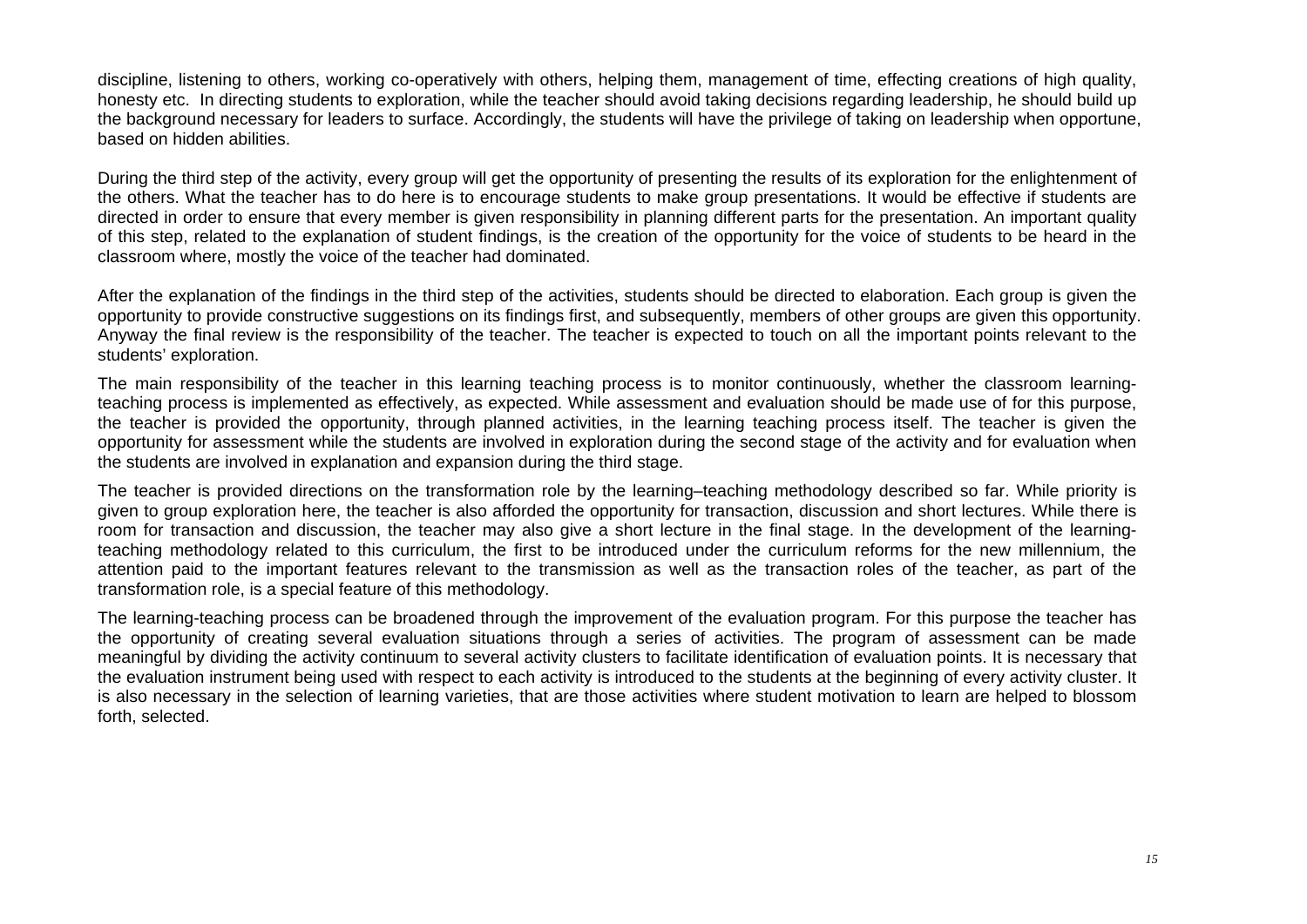discipline, listening to others, working co-operatively with others, helping them, management of time, effecting creations of high quality, honesty etc. In directing students to exploration, while the teacher should avoid taking decisions regarding leadership, he should build up the background necessary for leaders to surface. Accordingly, the students will have the privilege of taking on leadership when opportune, based on hidden abilities.

During the third step of the activity, every group will get the opportunity of presenting the results of its exploration for the enlightenment of the others. What the teacher has to do here is to encourage students to make group presentations. It would be effective if students are directed in order to ensure that every member is given responsibility in planning different parts for the presentation. An important quality of this step, related to the explanation of student findings, is the creation of the opportunity for the voice of students to be heard in the classroom where, mostly the voice of the teacher had dominated.

After the explanation of the findings in the third step of the activities, students should be directed to elaboration. Each group is given the opportunity to provide constructive suggestions on its findings first, and subsequently, members of other groups are given this opportunity. Anyway the final review is the responsibility of the teacher. The teacher is expected to touch on all the important points relevant to the students' exploration.

The main responsibility of the teacher in this learning teaching process is to monitor continuously, whether the classroom learning-teaching process is implemented as effectively, as expected. While assessment and evaluation should be made use of for this purpose, the teacher is provided the opportunity, through planned activities, in the learning teaching process itself. The teacher is given the opportunity for assessment while the students are involved in exploration during the second stage of the activity and for evaluation when the students are involved in explanation and expansion during the third stage.

The teacher is provided directions on the transformation role by the learning–teaching methodology described so far. While priority is given to group exploration here, the teacher is also afforded the opportunity for transaction, discussion and short lectures. While there is room for transaction and discussion, the teacher may also give a short lecture in the final stage. In the development of the learning-teaching methodology related to this curriculum, the first to be introduced under the curriculum reforms for the new millennium, the attention paid to the important features relevant to the transmission as well as the transaction roles of the teacher, as part of the transformation role, is a special feature of this methodology.

The learning-teaching process can be broadened through the improvement of the evaluation program. For this purpose the teacher has the opportunity of creating several evaluation situations through a series of activities. The program of assessment can be made meaningful by dividing the activity continuum to several activity clusters to facilitate identification of evaluation points. It is necessary that the evaluation instrument being used with respect to each activity is introduced to the students at the beginning of every activity cluster. It is also necessary in the selection of learning varieties, that are those activities where student motivation to learn are helped to blossom forth, selected.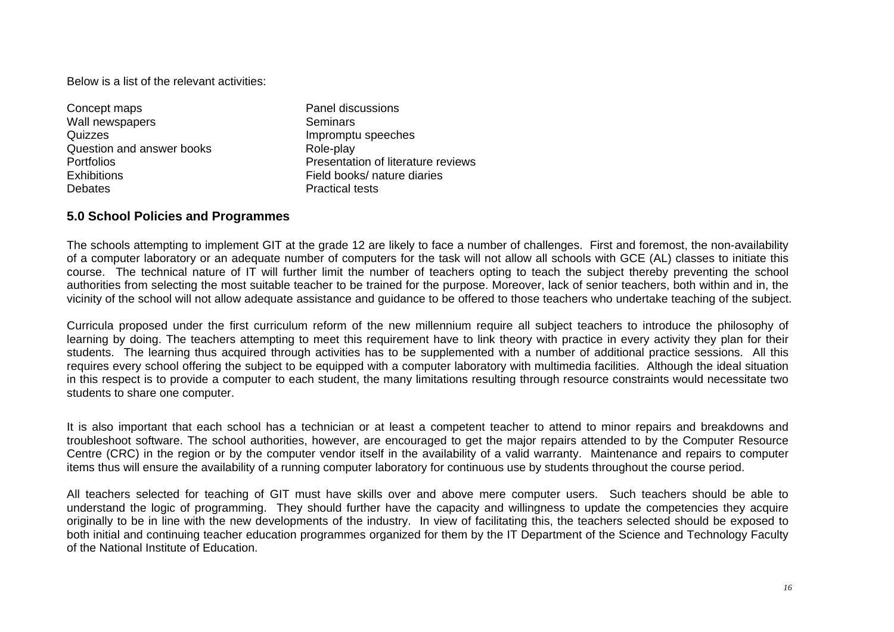Below is a list of the relevant activities:

- Concept maps
- Wall newspapers
- Quizzes
- Question and answer books
- Portfolios
- Exhibitions
- Debates
- Panel discussions
- Seminars
- Impromptu speeches
- Role-play
- Presentation of literature reviews
- Field books/ nature diaries
- Practical tests

## 5.0 School Policies and Programmes

The schools attempting to implement GIT at the grade 12 are likely to face a number of challenges. First and foremost, the non-availability of a computer laboratory or an adequate number of computers for the task will not allow all schools with GCE (AL) classes to initiate this course. The technical nature of IT will further limit the number of teachers opting to teach the subject thereby preventing the school authorities from selecting the most suitable teacher to be trained for the purpose. Moreover, lack of senior teachers, both within and in, the vicinity of the school will not allow adequate assistance and guidance to be offered to those teachers who undertake teaching of the subject.

Curricula proposed under the first curriculum reform of the new millennium require all subject teachers to introduce the philosophy of learning by doing. The teachers attempting to meet this requirement have to link theory with practice in every activity they plan for their students. The learning thus acquired through activities has to be supplemented with a number of additional practice sessions. All this requires every school offering the subject to be equipped with a computer laboratory with multimedia facilities. Although the ideal situation in this respect is to provide a computer to each student, the many limitations resulting through resource constraints would necessitate two students to share one computer.

It is also important that each school has a technician or at least a competent teacher to attend to minor repairs and breakdowns and troubleshoot software. The school authorities, however, are encouraged to get the major repairs attended to by the Computer Resource Centre (CRC) in the region or by the computer vendor itself in the availability of a valid warranty. Maintenance and repairs to computer items thus will ensure the availability of a running computer laboratory for continuous use by students throughout the course period.

All teachers selected for teaching of GIT must have skills over and above mere computer users. Such teachers should be able to understand the logic of programming. They should further have the capacity and willingness to update the competencies they acquire originally to be in line with the new developments of the industry. In view of facilitating this, the teachers selected should be exposed to both initial and continuing teacher education programmes organized for them by the IT Department of the Science and Technology Faculty of the National Institute of Education.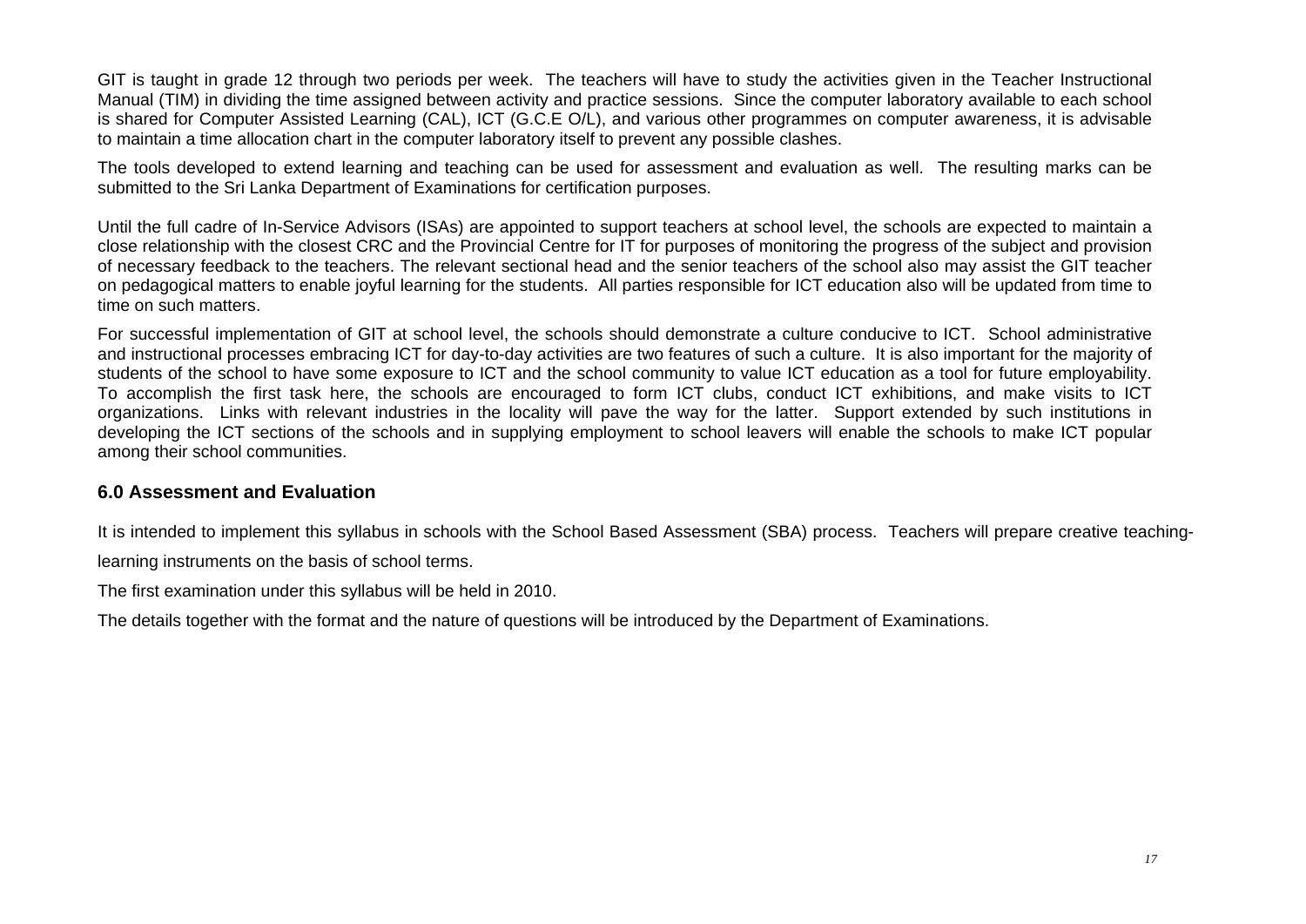GIT is taught in grade 12 through two periods per week. The teachers will have to study the activities given in the Teacher Instructional Manual (TIM) in dividing the time assigned between activity and practice sessions. Since the computer laboratory available to each school is shared for Computer Assisted Learning (CAL), ICT (G.C.E O/L), and various other programmes on computer awareness, it is advisable to maintain a time allocation chart in the computer laboratory itself to prevent any possible clashes.

The tools developed to extend learning and teaching can be used for assessment and evaluation as well. The resulting marks can be submitted to the Sri Lanka Department of Examinations for certification purposes.

Until the full cadre of In-Service Advisors (ISAs) are appointed to support teachers at school level, the schools are expected to maintain a close relationship with the closest CRC and the Provincial Centre for IT for purposes of monitoring the progress of the subject and provision of necessary feedback to the teachers. The relevant sectional head and the senior teachers of the school also may assist the GIT teacher on pedagogical matters to enable joyful learning for the students. All parties responsible for ICT education also will be updated from time to time on such matters.

For successful implementation of GIT at school level, the schools should demonstrate a culture conducive to ICT. School administrative and instructional processes embracing ICT for day-to-day activities are two features of such a culture. It is also important for the majority of students of the school to have some exposure to ICT and the school community to value ICT education as a tool for future employability. To accomplish the first task here, the schools are encouraged to form ICT clubs, conduct ICT exhibitions, and make visits to ICT organizations. Links with relevant industries in the locality will pave the way for the latter. Support extended by such institutions in developing the ICT sections of the schools and in supplying employment to school leavers will enable the schools to make ICT popular among their school communities.

## 6.0 Assessment and Evaluation

It is intended to implement this syllabus in schools with the School Based Assessment (SBA) process. Teachers will prepare creative teaching-learning instruments on the basis of school terms.

The first examination under this syllabus will be held in 2010.

The details together with the format and the nature of questions will be introduced by the Department of Examinations.